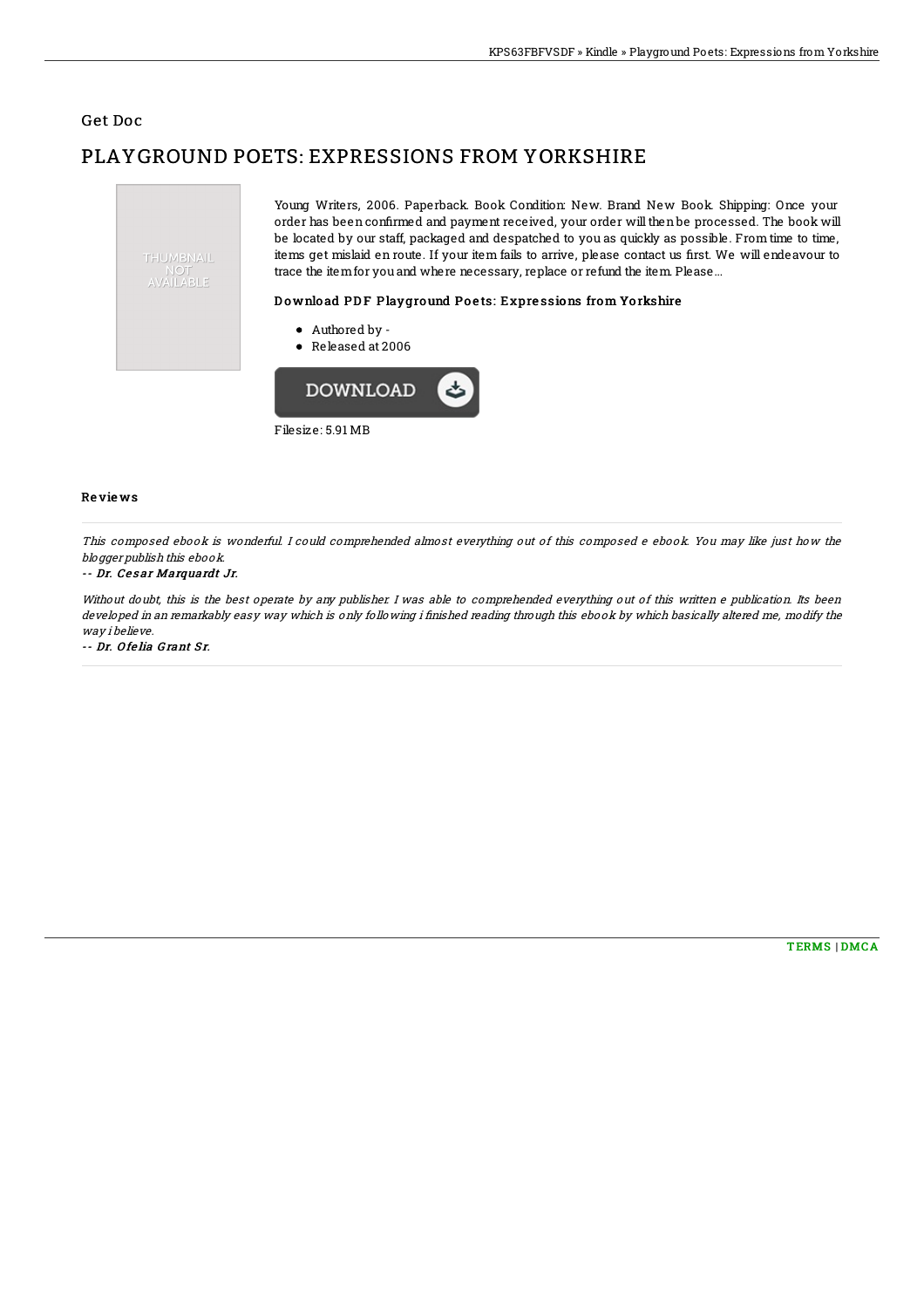Get Doc

# PLAYGROUND POETS: EXPRESSIONS FROM YORKSHIRE

Young Writers, 2006. Paperback. Book Condition: New. Brand New Book. Shipping: Once your order has been confirmed and payment received, your order will then be processed. The book will be located by our staff, packaged and despatched to you as quickly as possible. From time to time, items get mislaid en route. If your item fails to arrive, please contact us first. We will endeavour to trace the item for you and where necessary, replace or refund the item. Please...

### Download PDF Playground Poets: Expressions from Yorkshire

- Authored by -
- Released at 2006

DOWNLOAD

Filesize: 5.91 MB

## Reviews

*This composed ebook is wonderful. I could comprehended almost everything out of this composed e ebook. You may like just how the blogger publish this ebook.*

*-- Dr. Cesar Marquardt Jr.*

*Without doubt, this is the best operate by any publisher. I was able to comprehended everything out of this written e publication. Its been developed in an remarkably easy way which is only following i finished reading through this ebook by which basically altered me, modify the way i believe.*

*-- Dr. Ofelia Grant Sr.*

TERMS | DMCA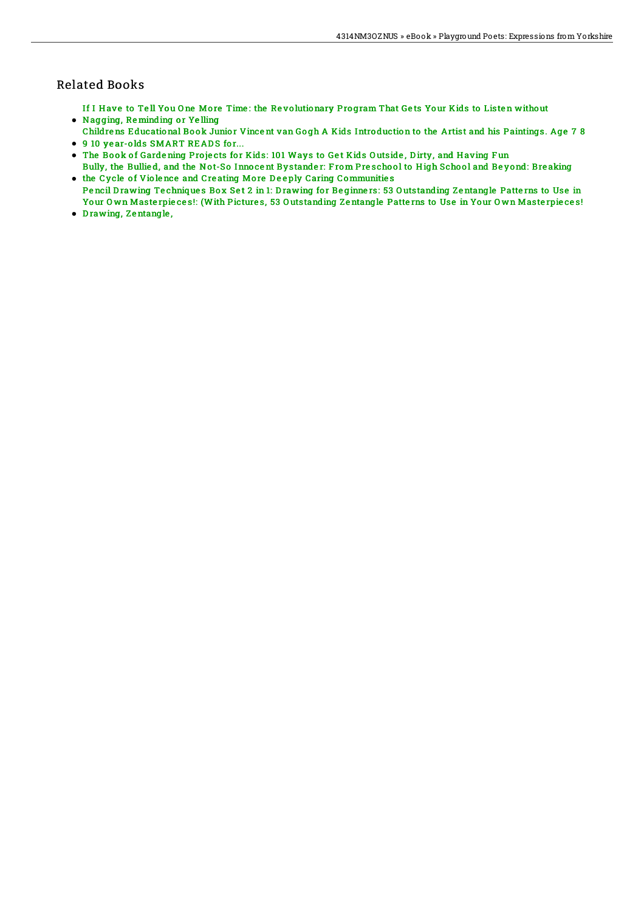## Related Books

- If I Have to Tell You One More Time: the Revolutionary Program That Gets Your Kids to Listen without Nagging, Reminding or Yelling
- Childrens Educational Book Junior Vincent van Gogh A Kids Introduction to the Artist and his Paintings. Age 7 8 9 10 year-olds SMART READS for...
- The Book of Gardening Projects for Kids: 101 Ways to Get Kids Outside, Dirty, and Having Fun
- Bully, the Bullied, and the Not-So Innocent Bystander: From Preschool to High School and Beyond: Breaking the Cycle of Violence and Creating More Deeply Caring Communities
- Pencil Drawing Techniques Box Set 2 in 1: Drawing for Beginners: 53 Outstanding Zentangle Patterns to Use in Your Own Masterpieces!: (With Pictures, 53 Outstanding Zentangle Patterns to Use in Your Own Masterpieces! Drawing, Zentangle,